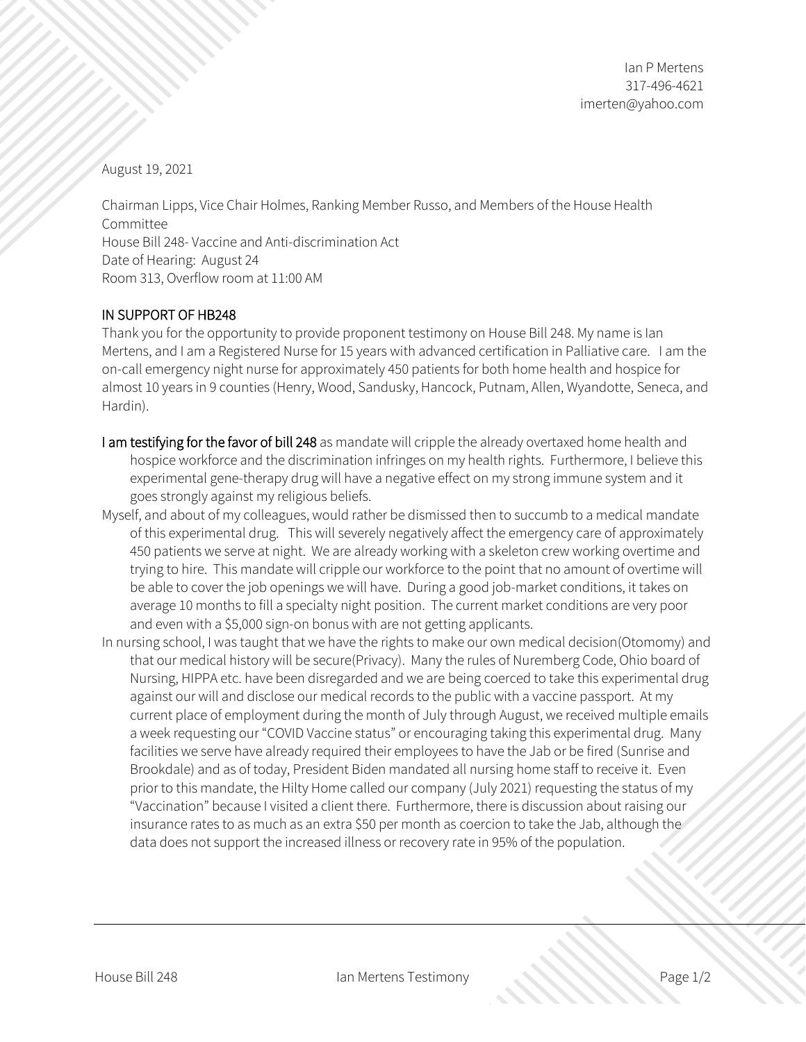Ian P Mertens
317-496-4621
imerten@yahoo.com

August 19, 2021

Chairman Lipps, Vice Chair Holmes, Ranking Member Russo, and Members of the House Health Committee
House Bill 248- Vaccine and Anti-discrimination Act
Date of Hearing: August 24
Room 313, Overflow room at 11:00 AM

IN SUPPORT OF HB248

Thank you for the opportunity to provide proponent testimony on House Bill 248. My name is Ian Mertens, and I am a Registered Nurse for 15 years with advanced certification in Palliative care. I am the on-call emergency night nurse for approximately 450 patients for both home health and hospice for almost 10 years in 9 counties (Henry, Wood, Sandusky, Hancock, Putnam, Allen, Wyandotte, Seneca, and Hardin).

I am testifying for the favor of bill 248 as mandate will cripple the already overtaxed home health and hospice workforce and the discrimination infringes on my health rights. Furthermore, I believe this experimental gene-therapy drug will have a negative effect on my strong immune system and it goes strongly against my religious beliefs.

Myself, and about of my colleagues, would rather be dismissed then to succumb to a medical mandate of this experimental drug. This will severely negatively affect the emergency care of approximately 450 patients we serve at night. We are already working with a skeleton crew working overtime and trying to hire. This mandate will cripple our workforce to the point that no amount of overtime will be able to cover the job openings we will have. During a good job-market conditions, it takes on average 10 months to fill a specialty night position. The current market conditions are very poor and even with a $5,000 sign-on bonus with are not getting applicants.

In nursing school, I was taught that we have the rights to make our own medical decision(Otomomy) and that our medical history will be secure(Privacy). Many the rules of Nuremberg Code, Ohio board of Nursing, HIPPA etc. have been disregarded and we are being coerced to take this experimental drug against our will and disclose our medical records to the public with a vaccine passport. At my current place of employment during the month of July through August, we received multiple emails a week requesting our "COVID Vaccine status" or encouraging taking this experimental drug. Many facilities we serve have already required their employees to have the Jab or be fired (Sunrise and Brookdale) and as of today, President Biden mandated all nursing home staff to receive it. Even prior to this mandate, the Hilty Home called our company (July 2021) requesting the status of my "Vaccination" because I visited a client there. Furthermore, there is discussion about raising our insurance rates to as much as an extra $50 per month as coercion to take the Jab, although the data does not support the increased illness or recovery rate in 95% of the population.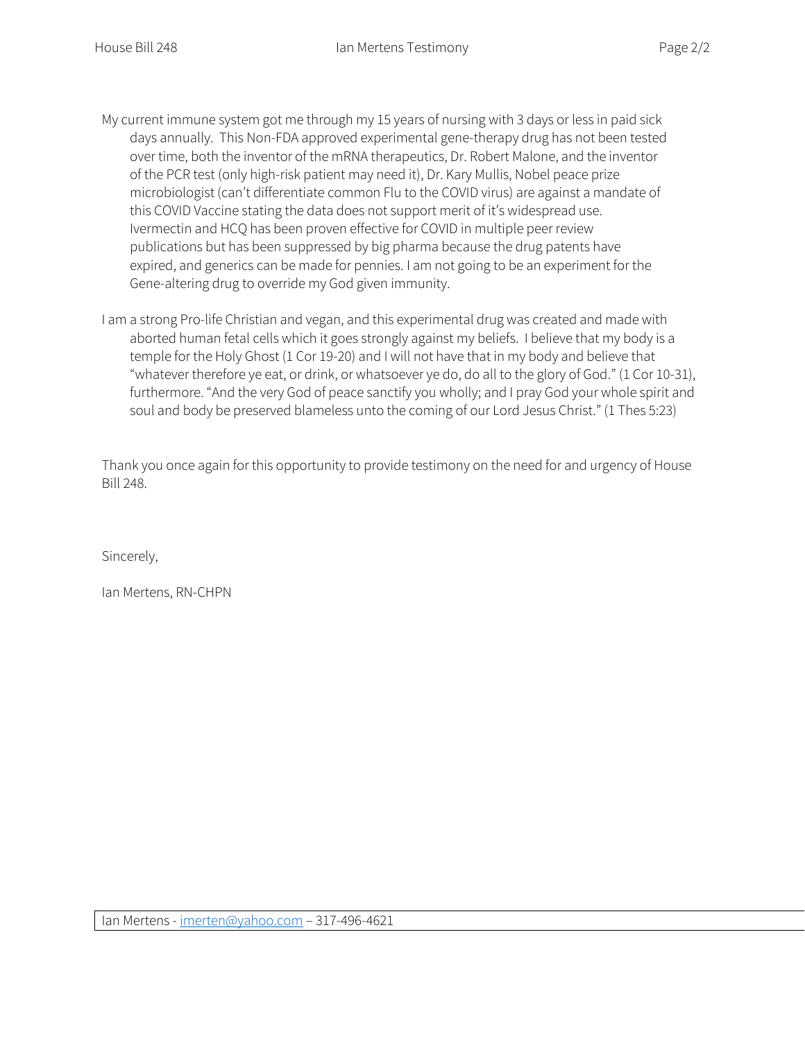My current immune system got me through my 15 years of nursing with 3 days or less in paid sick days annually. This Non-FDA approved experimental gene-therapy drug has not been tested over time, both the inventor of the mRNA therapeutics, Dr. Robert Malone, and the inventor of the PCR test (only high-risk patient may need it), Dr. Kary Mullis, Nobel peace prize microbiologist (can't differentiate common Flu to the COVID virus) are against a mandate of this COVID Vaccine stating the data does not support merit of it's widespread use. Ivermectin and HCQ has been proven effective for COVID in multiple peer review publications but has been suppressed by big pharma because the drug patents have expired, and generics can be made for pennies. I am not going to be an experiment for the Gene-altering drug to override my God given immunity.

I am a strong Pro-life Christian and vegan, and this experimental drug was created and made with aborted human fetal cells which it goes strongly against my beliefs. I believe that my body is a temple for the Holy Ghost (1 Cor 19-20) and I will not have that in my body and believe that "whatever therefore ye eat, or drink, or whatsoever ye do, do all to the glory of God." (1 Cor 10-31), furthermore. "And the very God of peace sanctify you wholly; and I pray God your whole spirit and soul and body be preserved blameless unto the coming of our Lord Jesus Christ." (1 Thes 5:23)

Thank you once again for this opportunity to provide testimony on the need for and urgency of House Bill 248.

Sincerely,

Ian Mertens, RN-CHPN

Ian Mertens - imerten@yahoo.com – 317-496-4621